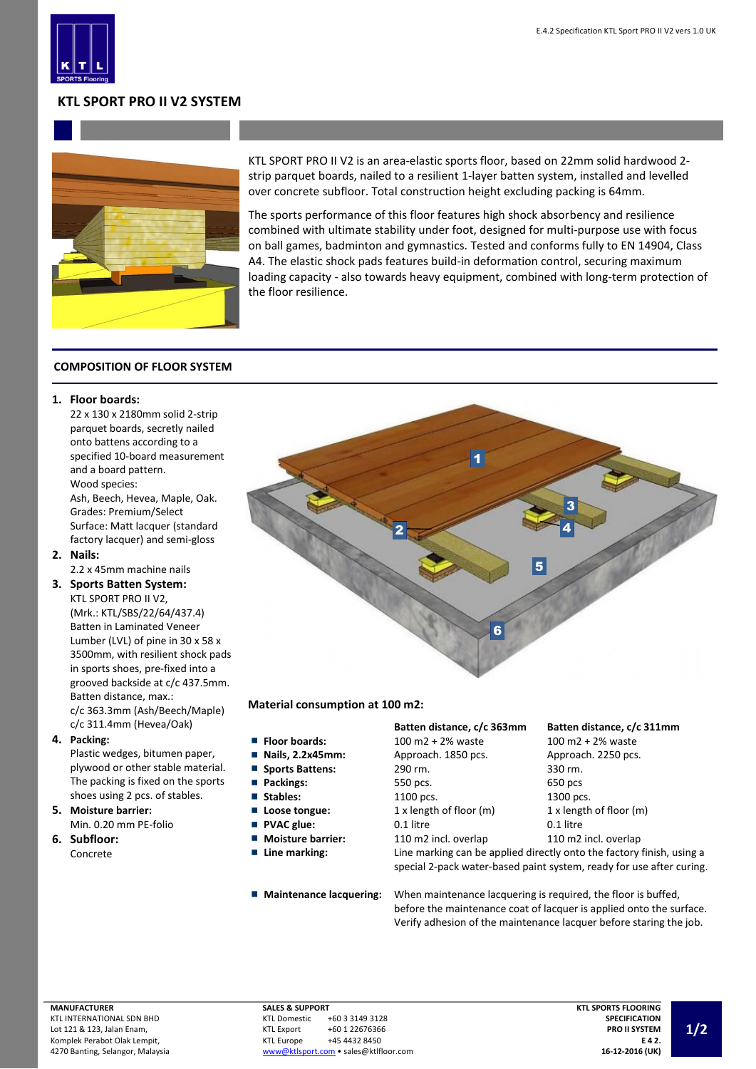# KTL SPORT PRO II V2 SYSTEM

KTL SPORT PRO II V2 is an area-elastic sports floor, based on 22mm solid hardwood 2-strip parquet boards, nailed to a resilient 1-layer batten system, installed and levelled over concrete subfloor. Total construction height excluding packing is 64mm.

The sports performance of this floor features high shock absorbency and resilience combined with ultimate stability under foot, designed for multi-purpose use with focus on ball games, badminton and gymnastics. Tested and conforms fully to EN 14904, Class A4. The elastic shock pads features build-in deformation control, securing maximum loading capacity - also towards heavy equipment, combined with long-term protection of the floor resilience.

## COMPOSITION OF FLOOR SYSTEM

1. **Floor boards:**
   22 x 130 x 2180mm solid 2-strip parquet boards, secretly nailed onto battens according to a specified 10-board measurement and a board pattern.
   Wood species:
   Ash, Beech, Hevea, Maple, Oak.
   Grades: Premium/Select
   Surface: Matt lacquer (standard factory lacquer) and semi-gloss
2. **Nails:**
   2.2 x 45mm machine nails
3. **Sports Batten System:**
   KTL SPORT PRO II V2,
   (Mrk.: KTL/SBS/22/64/437.4)
   Batten in Laminated Veneer Lumber (LVL) of pine in 30 x 58 x 3500mm, with resilient shock pads in sports shoes, pre-fixed into a grooved backside at c/c 437.5mm.
   Batten distance, max.:
   c/c 363.3mm (Ash/Beech/Maple)
   c/c 311.4mm (Hevea/Oak)
4. **Packing:**
   Plastic wedges, bitumen paper, plywood or other stable material. The packing is fixed on the sports shoes using 2 pcs. of stables.
5. **Moisture barrier:**
   Min. 0.20 mm PE-folio
6. **Subfloor:**
   Concrete

### Material consumption at 100 m2:

| | Batten distance, c/c 363mm | Batten distance, c/c 311mm |
|---|---|---|
| **Floor boards:** | 100 m2 + 2% waste | 100 m2 + 2% waste |
| **Nails, 2.2x45mm:** | Approach. 1850 pcs. | Approach. 2250 pcs. |
| **Sports Battens:** | 290 rm. | 330 rm. |
| **Packings:** | 550 pcs. | 650 pcs |
| **Stables:** | 1100 pcs. | 1300 pcs. |
| **Loose tongue:** | 1 x length of floor (m) | 1 x length of floor (m) |
| **PVAC glue:** | 0.1 litre | 0.1 litre |
| **Moisture barrier:** | 110 m2 incl. overlap | 110 m2 incl. overlap |
| **Line marking:** | Line marking can be applied directly onto the factory finish, using a special 2-pack water-based paint system, ready for use after curing. | |

- **Maintenance lacquering:** When maintenance lacquering is required, the floor is buffed, before the maintenance coat of lacquer is applied onto the surface. Verify adhesion of the maintenance lacquer before staring the job.

**MANUFACTURER**
KTL INTERNATIONAL SDN BHD
Lot 121 & 123, Jalan Enam,
Komplek Perabot Olak Lempit,
4270 Banting, Selangor, Malaysia

**SALES & SUPPORT**
KTL Domestic +60 3 3149 3128
KTL Export +60 1 22676366
KTL Europe +45 4432 8450
www@ktlsport.com • sales@ktlfloor.com

**KTL SPORTS FLOORING**
**SPECIFICATION**
**PRO II SYSTEM**
**E 4 2.**
**16-12-2016 (UK)**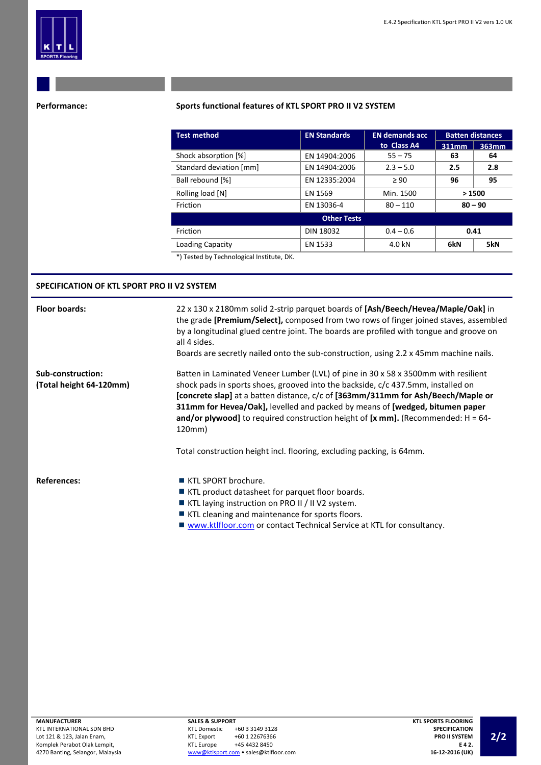**Performance:**

**Sports functional features of KTL SPORT PRO II V2 SYSTEM**

| Test method | EN Standards | EN demands acc to Class A4 | Batten distances | |
|---|---|---|---|---|
| | | | 311mm | 363mm |
| Shock absorption [%] | EN 14904:2006 | 55 – 75 | **63** | **64** |
| Standard deviation [mm] | EN 14904:2006 | 2.3 – 5.0 | **2.5** | **2.8** |
| Ball rebound [%] | EN 12335:2004 | ≥ 90 | **96** | **95** |
| Rolling load [N] | EN 1569 | Min. 1500 | **> 1500** | |
| Friction | EN 13036-4 | 80 – 110 | **80 – 90** | |
| **Other Tests** | | | | |
| Friction | DIN 18032 | 0.4 – 0.6 | **0.41** | |
| Loading Capacity | EN 1533 | 4.0 kN | **6kN** | **5kN** |

*) Tested by Technological Institute, DK.

## SPECIFICATION OF KTL SPORT PRO II V2 SYSTEM

**Floor boards:**

22 x 130 x 2180mm solid 2-strip parquet boards of **[Ash/Beech/Hevea/Maple/Oak]** in the grade **[Premium/Select]**, composed from two rows of finger joined staves, assembled by a longitudinal glued centre joint. The boards are profiled with tongue and groove on all 4 sides.
Boards are secretly nailed onto the sub-construction, using 2.2 x 45mm machine nails.

**Sub-construction:**
**(Total height 64-120mm)**

Batten in Laminated Veneer Lumber (LVL) of pine in 30 x 58 x 3500mm with resilient shock pads in sports shoes, grooved into the backside, c/c 437.5mm, installed on **[concrete slap]** at a batten distance, c/c of **[363mm/311mm for Ash/Beech/Maple or 311mm for Hevea/Oak],** levelled and packed by means of **[wedged, bitumen paper and/or plywood]** to required construction height of **[x mm].** (Recommended: H = 64-120mm)

Total construction height incl. flooring, excluding packing, is 64mm.

**References:**

- KTL SPORT brochure.
- KTL product datasheet for parquet floor boards.
- KTL laying instruction on PRO II / II V2 system.
- KTL cleaning and maintenance for sports floors.
- www.ktlfloor.com or contact Technical Service at KTL for consultancy.

**MANUFACTURER**
KTL INTERNATIONAL SDN BHD
Lot 121 & 123, Jalan Enam,
Komplek Perabot Olak Lempit,
4270 Banting, Selangor, Malaysia

**SALES & SUPPORT**
KTL Domestic +60 3 3149 3128
KTL Export +60 1 22676366
KTL Europe +45 4432 8450
www@ktlsport.com • sales@ktlfloor.com

**KTL SPORTS FLOORING**
**SPECIFICATION**
**PRO II SYSTEM**
**E 4 2.**
**16-12-2016 (UK)**